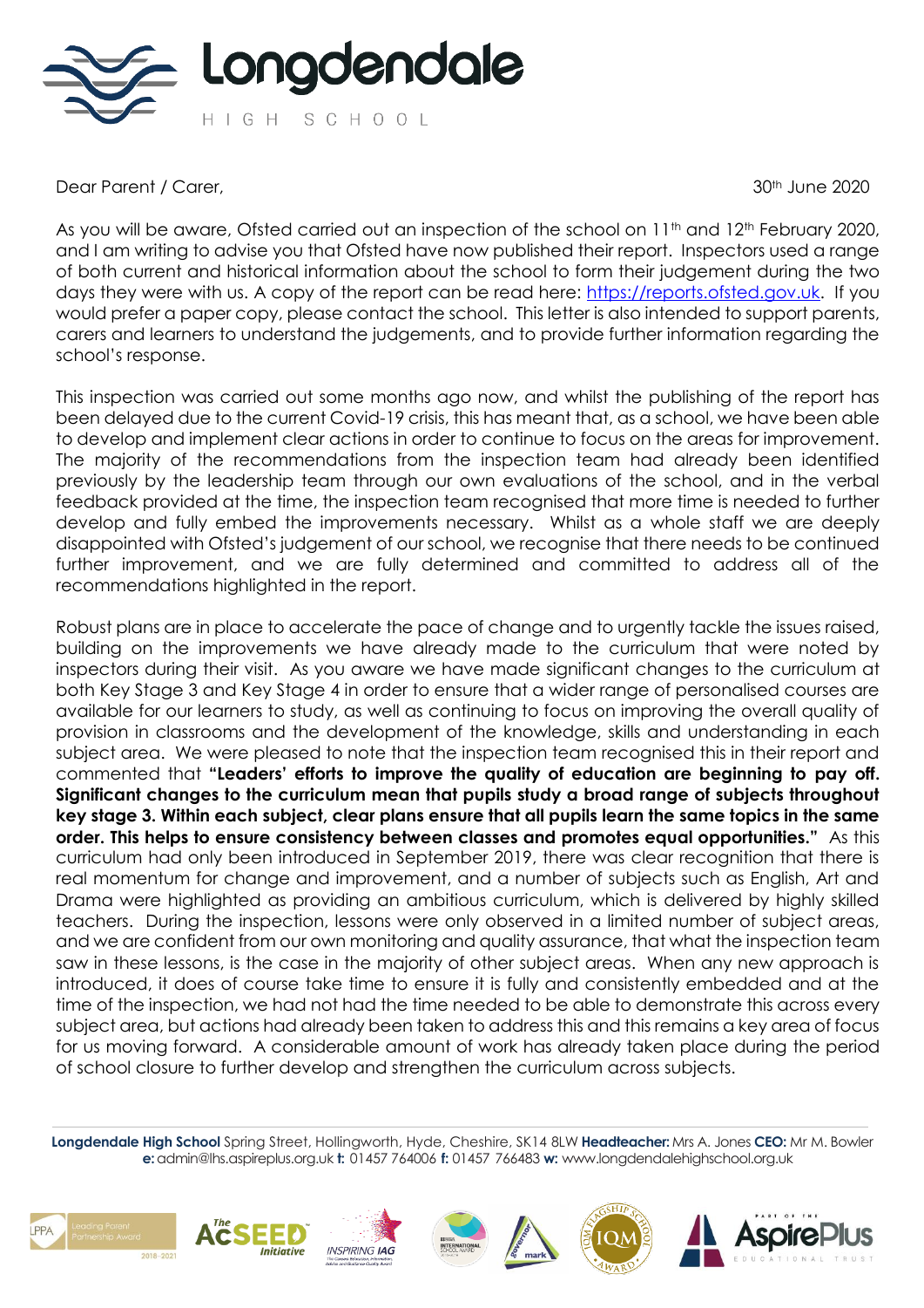Longdendale HIGH SCHOOL

Dear Parent / Carer, 30th June 2020

As you will be aware, Ofsted carried out an inspection of the school on 11th and 12th February 2020, and I am writing to advise you that Ofsted have now published their report. Inspectors used a range of both current and historical information about the school to form their judgement during the two days they were with us. A copy of the report can be read here: https://reports.ofsted.gov.uk. If you would prefer a paper copy, please contact the school. This letter is also intended to support parents, carers and learners to understand the judgements, and to provide further information regarding the school's response.

This inspection was carried out some months ago now, and whilst the publishing of the report has been delayed due to the current Covid-19 crisis, this has meant that, as a school, we have been able to develop and implement clear actions in order to continue to focus on the areas for improvement. The majority of the recommendations from the inspection team had already been identified previously by the leadership team through our own evaluations of the school, and in the verbal feedback provided at the time, the inspection team recognised that more time is needed to further develop and fully embed the improvements necessary. Whilst as a whole staff we are deeply disappointed with Ofsted's judgement of our school, we recognise that there needs to be continued further improvement, and we are fully determined and committed to address all of the recommendations highlighted in the report.

Robust plans are in place to accelerate the pace of change and to urgently tackle the issues raised, building on the improvements we have already made to the curriculum that were noted by inspectors during their visit. As you aware we have made significant changes to the curriculum at both Key Stage 3 and Key Stage 4 in order to ensure that a wider range of personalised courses are available for our learners to study, as well as continuing to focus on improving the overall quality of provision in classrooms and the development of the knowledge, skills and understanding in each subject area. We were pleased to note that the inspection team recognised this in their report and commented that **"Leaders' efforts to improve the quality of education are beginning to pay off. Significant changes to the curriculum mean that pupils study a broad range of subjects throughout key stage 3. Within each subject, clear plans ensure that all pupils learn the same topics in the same order. This helps to ensure consistency between classes and promotes equal opportunities."** As this curriculum had only been introduced in September 2019, there was clear recognition that there is real momentum for change and improvement, and a number of subjects such as English, Art and Drama were highlighted as providing an ambitious curriculum, which is delivered by highly skilled teachers. During the inspection, lessons were only observed in a limited number of subject areas, and we are confident from our own monitoring and quality assurance, that what the inspection team saw in these lessons, is the case in the majority of other subject areas. When any new approach is introduced, it does of course take time to ensure it is fully and consistently embedded and at the time of the inspection, we had not had the time needed to be able to demonstrate this across every subject area, but actions had already been taken to address this and this remains a key area of focus for us moving forward. A considerable amount of work has already taken place during the period of school closure to further develop and strengthen the curriculum across subjects.

**Longdendale High School** Spring Street, Hollingworth, Hyde, Cheshire, SK14 8LW **Headteacher:** Mrs A. Jones **CEO:** Mr M. Bowler
**e:** admin@lhs.aspireplus.org.uk **t:** 01457 764006 **f:** 01457 766483 **w:** www.longdendalehighschool.org.uk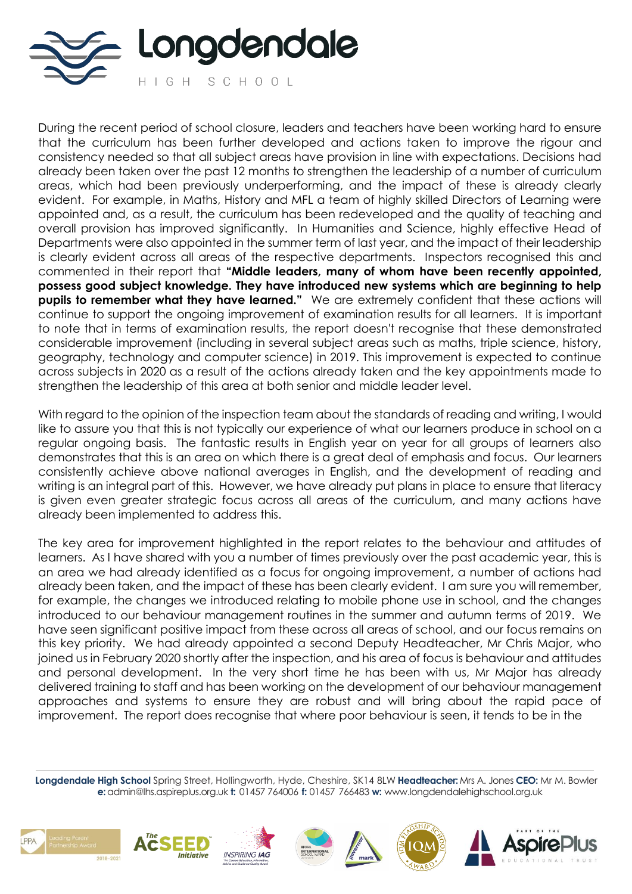During the recent period of school closure, leaders and teachers have been working hard to ensure that the curriculum has been further developed and actions taken to improve the rigour and consistency needed so that all subject areas have provision in line with expectations. Decisions had already been taken over the past 12 months to strengthen the leadership of a number of curriculum areas, which had been previously underperforming, and the impact of these is already clearly evident. For example, in Maths, History and MFL a team of highly skilled Directors of Learning were appointed and, as a result, the curriculum has been redeveloped and the quality of teaching and overall provision has improved significantly. In Humanities and Science, highly effective Head of Departments were also appointed in the summer term of last year, and the impact of their leadership is clearly evident across all areas of the respective departments. Inspectors recognised this and commented in their report that **"Middle leaders, many of whom have been recently appointed, possess good subject knowledge. They have introduced new systems which are beginning to help pupils to remember what they have learned."** We are extremely confident that these actions will continue to support the ongoing improvement of examination results for all learners. It is important to note that in terms of examination results, the report doesn't recognise that these demonstrated considerable improvement (including in several subject areas such as maths, triple science, history, geography, technology and computer science) in 2019. This improvement is expected to continue across subjects in 2020 as a result of the actions already taken and the key appointments made to strengthen the leadership of this area at both senior and middle leader level.

With regard to the opinion of the inspection team about the standards of reading and writing, I would like to assure you that this is not typically our experience of what our learners produce in school on a regular ongoing basis. The fantastic results in English year on year for all groups of learners also demonstrates that this is an area on which there is a great deal of emphasis and focus. Our learners consistently achieve above national averages in English, and the development of reading and writing is an integral part of this. However, we have already put plans in place to ensure that literacy is given even greater strategic focus across all areas of the curriculum, and many actions have already been implemented to address this.

The key area for improvement highlighted in the report relates to the behaviour and attitudes of learners. As I have shared with you a number of times previously over the past academic year, this is an area we had already identified as a focus for ongoing improvement, a number of actions had already been taken, and the impact of these has been clearly evident. I am sure you will remember, for example, the changes we introduced relating to mobile phone use in school, and the changes introduced to our behaviour management routines in the summer and autumn terms of 2019. We have seen significant positive impact from these across all areas of school, and our focus remains on this key priority. We had already appointed a second Deputy Headteacher, Mr Chris Major, who joined us in February 2020 shortly after the inspection, and his area of focus is behaviour and attitudes and personal development. In the very short time he has been with us, Mr Major has already delivered training to staff and has been working on the development of our behaviour management approaches and systems to ensure they are robust and will bring about the rapid pace of improvement. The report does recognise that where poor behaviour is seen, it tends to be in the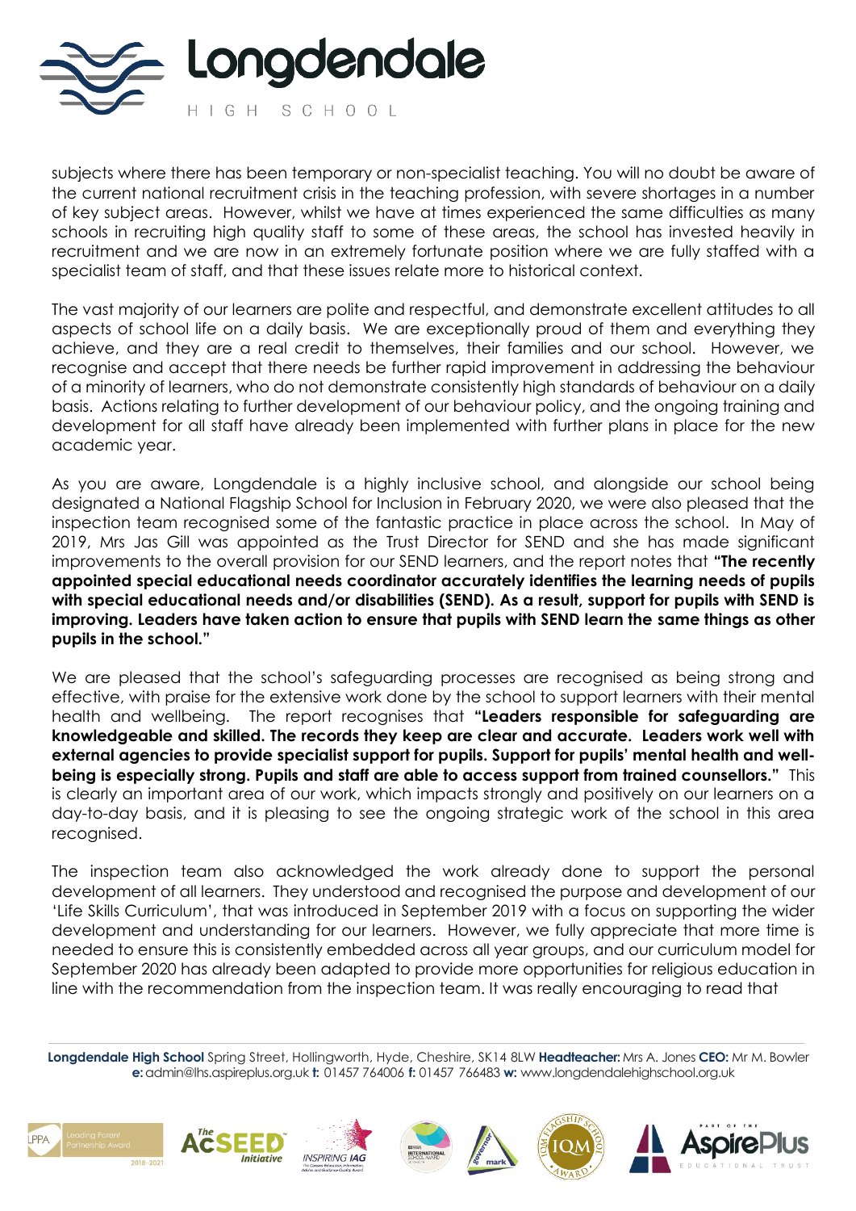subjects where there has been temporary or non-specialist teaching. You will no doubt be aware of the current national recruitment crisis in the teaching profession, with severe shortages in a number of key subject areas. However, whilst we have at times experienced the same difficulties as many schools in recruiting high quality staff to some of these areas, the school has invested heavily in recruitment and we are now in an extremely fortunate position where we are fully staffed with a specialist team of staff, and that these issues relate more to historical context.

The vast majority of our learners are polite and respectful, and demonstrate excellent attitudes to all aspects of school life on a daily basis. We are exceptionally proud of them and everything they achieve, and they are a real credit to themselves, their families and our school. However, we recognise and accept that there needs be further rapid improvement in addressing the behaviour of a minority of learners, who do not demonstrate consistently high standards of behaviour on a daily basis. Actions relating to further development of our behaviour policy, and the ongoing training and development for all staff have already been implemented with further plans in place for the new academic year.

As you are aware, Longdendale is a highly inclusive school, and alongside our school being designated a National Flagship School for Inclusion in February 2020, we were also pleased that the inspection team recognised some of the fantastic practice in place across the school. In May of 2019, Mrs Jas Gill was appointed as the Trust Director for SEND and she has made significant improvements to the overall provision for our SEND learners, and the report notes that **"The recently appointed special educational needs coordinator accurately identifies the learning needs of pupils with special educational needs and/or disabilities (SEND). As a result, support for pupils with SEND is improving. Leaders have taken action to ensure that pupils with SEND learn the same things as other pupils in the school."**

We are pleased that the school's safeguarding processes are recognised as being strong and effective, with praise for the extensive work done by the school to support learners with their mental health and wellbeing. The report recognises that **"Leaders responsible for safeguarding are knowledgeable and skilled. The records they keep are clear and accurate. Leaders work well with external agencies to provide specialist support for pupils. Support for pupils' mental health and well-being is especially strong. Pupils and staff are able to access support from trained counsellors."** This is clearly an important area of our work, which impacts strongly and positively on our learners on a day-to-day basis, and it is pleasing to see the ongoing strategic work of the school in this area recognised.

The inspection team also acknowledged the work already done to support the personal development of all learners. They understood and recognised the purpose and development of our 'Life Skills Curriculum', that was introduced in September 2019 with a focus on supporting the wider development and understanding for our learners. However, we fully appreciate that more time is needed to ensure this is consistently embedded across all year groups, and our curriculum model for September 2020 has already been adapted to provide more opportunities for religious education in line with the recommendation from the inspection team. It was really encouraging to read that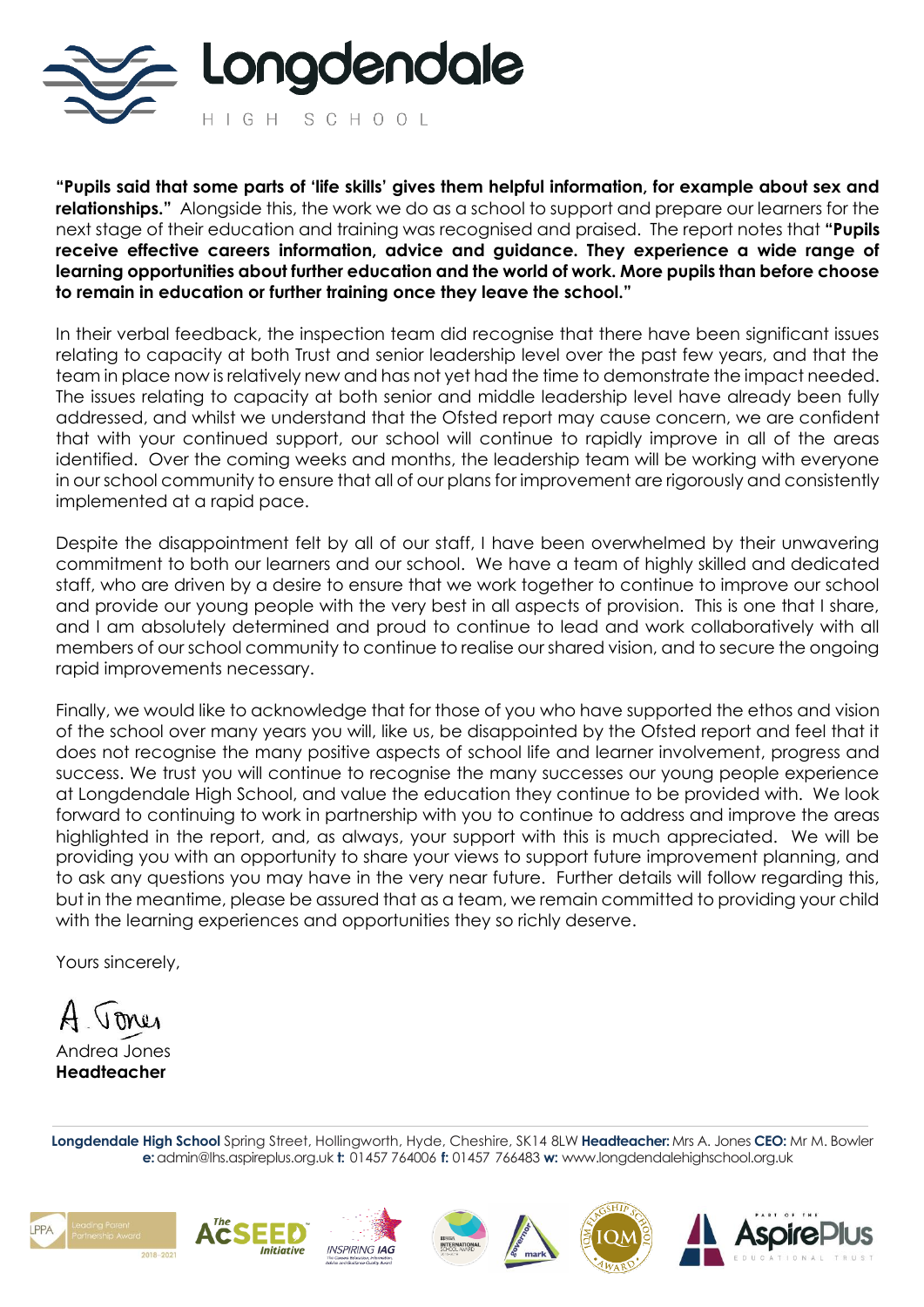**"Pupils said that some parts of 'life skills' gives them helpful information, for example about sex and relationships."** Alongside this, the work we do as a school to support and prepare our learners for the next stage of their education and training was recognised and praised. The report notes that **"Pupils receive effective careers information, advice and guidance. They experience a wide range of learning opportunities about further education and the world of work. More pupils than before choose to remain in education or further training once they leave the school."**

In their verbal feedback, the inspection team did recognise that there have been significant issues relating to capacity at both Trust and senior leadership level over the past few years, and that the team in place now is relatively new and has not yet had the time to demonstrate the impact needed. The issues relating to capacity at both senior and middle leadership level have already been fully addressed, and whilst we understand that the Ofsted report may cause concern, we are confident that with your continued support, our school will continue to rapidly improve in all of the areas identified. Over the coming weeks and months, the leadership team will be working with everyone in our school community to ensure that all of our plans for improvement are rigorously and consistently implemented at a rapid pace.

Despite the disappointment felt by all of our staff, I have been overwhelmed by their unwavering commitment to both our learners and our school. We have a team of highly skilled and dedicated staff, who are driven by a desire to ensure that we work together to continue to improve our school and provide our young people with the very best in all aspects of provision. This is one that I share, and I am absolutely determined and proud to continue to lead and work collaboratively with all members of our school community to continue to realise our shared vision, and to secure the ongoing rapid improvements necessary.

Finally, we would like to acknowledge that for those of you who have supported the ethos and vision of the school over many years you will, like us, be disappointed by the Ofsted report and feel that it does not recognise the many positive aspects of school life and learner involvement, progress and success. We trust you will continue to recognise the many successes our young people experience at Longdendale High School, and value the education they continue to be provided with. We look forward to continuing to work in partnership with you to continue to address and improve the areas highlighted in the report, and, as always, your support with this is much appreciated. We will be providing you with an opportunity to share your views to support future improvement planning, and to ask any questions you may have in the very near future. Further details will follow regarding this, but in the meantime, please be assured that as a team, we remain committed to providing your child with the learning experiences and opportunities they so richly deserve.

Yours sincerely,

A. Jones

Andrea Jones
**Headteacher**

**Longdendale High School** Spring Street, Hollingworth, Hyde, Cheshire, SK14 8LW **Headteacher:** Mrs A. Jones **CEO:** Mr M. Bowler
**e:** admin@lhs.aspireplus.org.uk **t:** 01457 764006 **f:** 01457 766483 **w:** www.longdendalehighschool.org.uk